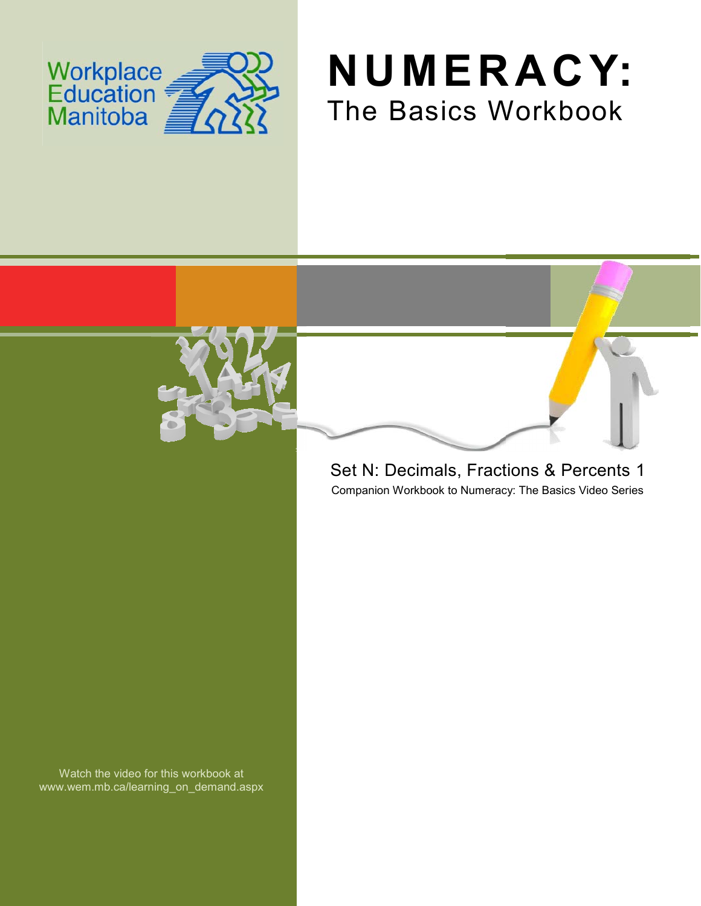Workplace Education Manitoba

# NUMERACY:

## The Basics Workbook

Set N: Decimals, Fractions & Percents 1

Companion Workbook to Numeracy: The Basics Video Series

Watch the video for this workbook at www.wem.mb.ca/learning_on_demand.aspx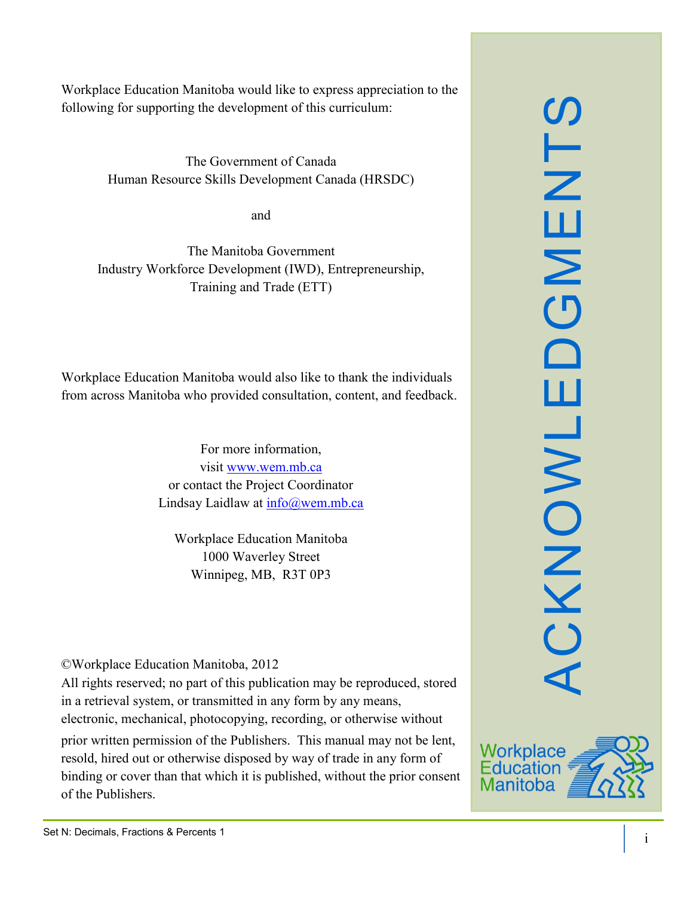# ACKNOWLEDGMENTS

Workplace Education Manitoba would like to express appreciation to the following for supporting the development of this curriculum:

The Government of Canada
Human Resource Skills Development Canada (HRSDC)

and

The Manitoba Government
Industry Workforce Development (IWD), Entrepreneurship, Training and Trade (ETT)

Workplace Education Manitoba would also like to thank the individuals from across Manitoba who provided consultation, content, and feedback.

For more information,
visit www.wem.mb.ca
or contact the Project Coordinator
Lindsay Laidlaw at info@wem.mb.ca

Workplace Education Manitoba
1000 Waverley Street
Winnipeg, MB, R3T 0P3

©Workplace Education Manitoba, 2012
All rights reserved; no part of this publication may be reproduced, stored in a retrieval system, or transmitted in any form by any means, electronic, mechanical, photocopying, recording, or otherwise without prior written permission of the Publishers. This manual may not be lent, resold, hired out or otherwise disposed by way of trade in any form of binding or cover than that which it is published, without the prior consent of the Publishers.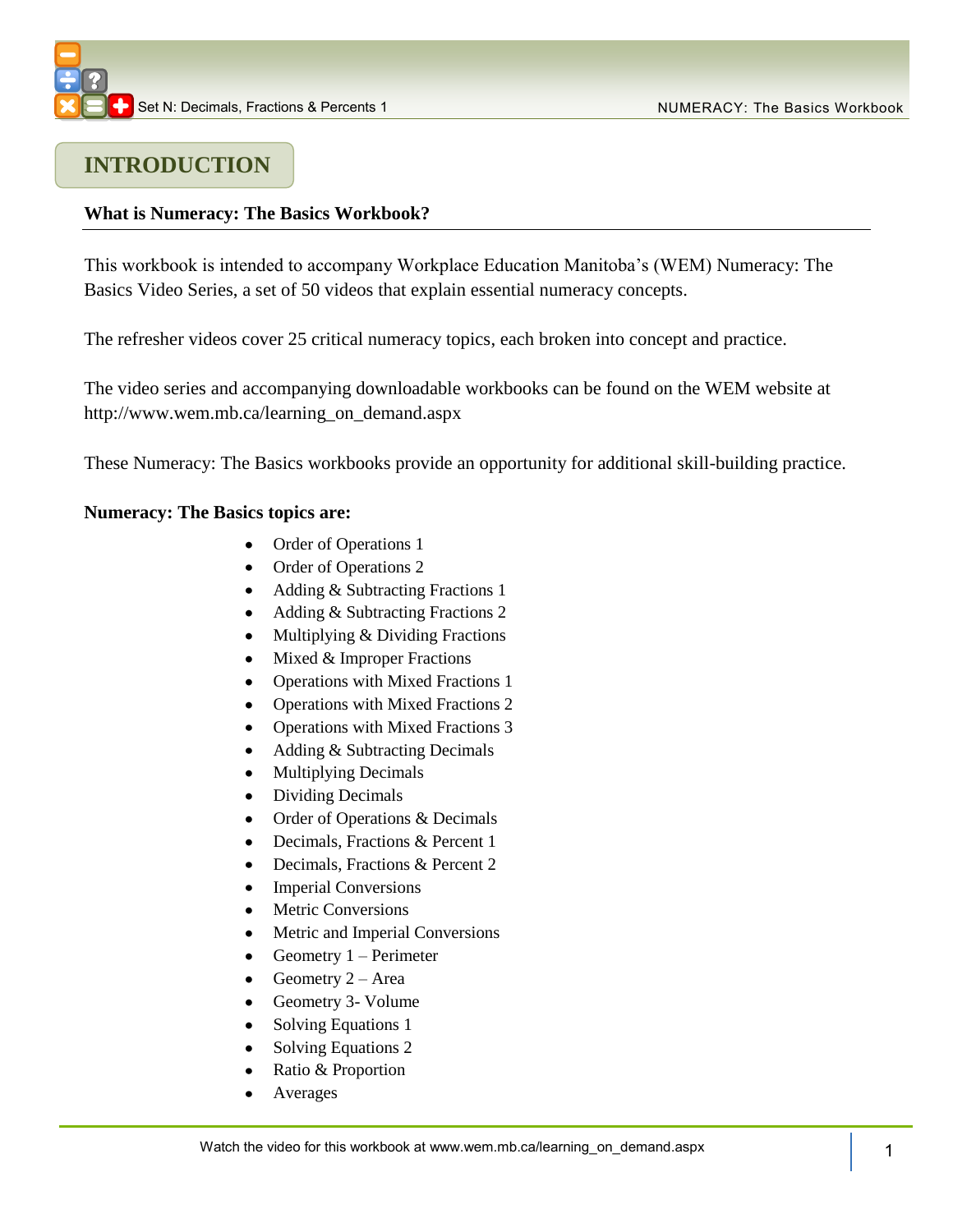# INTRODUCTION

**What is Numeracy: The Basics Workbook?**

This workbook is intended to accompany Workplace Education Manitoba's (WEM) Numeracy: The Basics Video Series, a set of 50 videos that explain essential numeracy concepts.

The refresher videos cover 25 critical numeracy topics, each broken into concept and practice.

The video series and accompanying downloadable workbooks can be found on the WEM website at http://www.wem.mb.ca/learning_on_demand.aspx

These Numeracy: The Basics workbooks provide an opportunity for additional skill-building practice.

**Numeracy: The Basics topics are:**

- Order of Operations 1
- Order of Operations 2
- Adding & Subtracting Fractions 1
- Adding & Subtracting Fractions 2
- Multiplying & Dividing Fractions
- Mixed & Improper Fractions
- Operations with Mixed Fractions 1
- Operations with Mixed Fractions 2
- Operations with Mixed Fractions 3
- Adding & Subtracting Decimals
- Multiplying Decimals
- Dividing Decimals
- Order of Operations & Decimals
- Decimals, Fractions & Percent 1
- Decimals, Fractions & Percent 2
- Imperial Conversions
- Metric Conversions
- Metric and Imperial Conversions
- Geometry 1 – Perimeter
- Geometry 2 – Area
- Geometry 3- Volume
- Solving Equations 1
- Solving Equations 2
- Ratio & Proportion
- Averages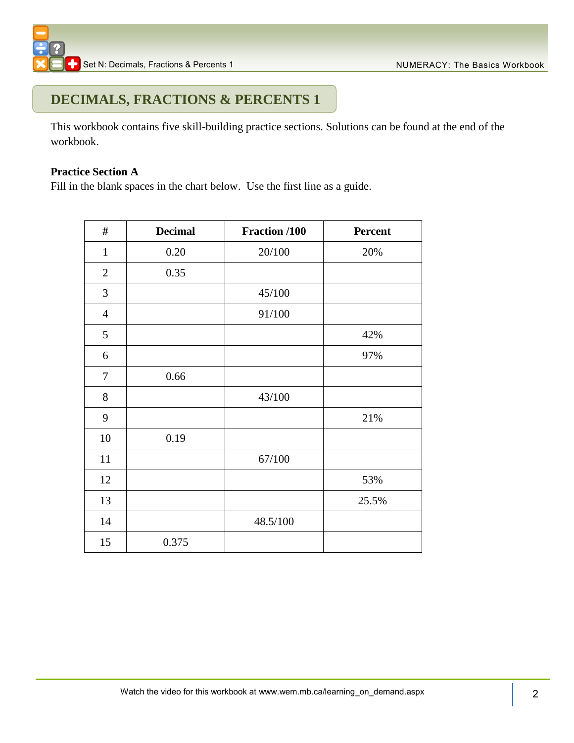# DECIMALS, FRACTIONS & PERCENTS 1

This workbook contains five skill-building practice sections. Solutions can be found at the end of the workbook.

**Practice Section A**

Fill in the blank spaces in the chart below. Use the first line as a guide.

| # | Decimal | Fraction /100 | Percent |
|---|---|---|---|
| 1 | 0.20 | 20/100 | 20% |
| 2 | 0.35 | | |
| 3 | | 45/100 | |
| 4 | | 91/100 | |
| 5 | | | 42% |
| 6 | | | 97% |
| 7 | 0.66 | | |
| 8 | | 43/100 | |
| 9 | | | 21% |
| 10 | 0.19 | | |
| 11 | | 67/100 | |
| 12 | | | 53% |
| 13 | | | 25.5% |
| 14 | | 48.5/100 | |
| 15 | 0.375 | | |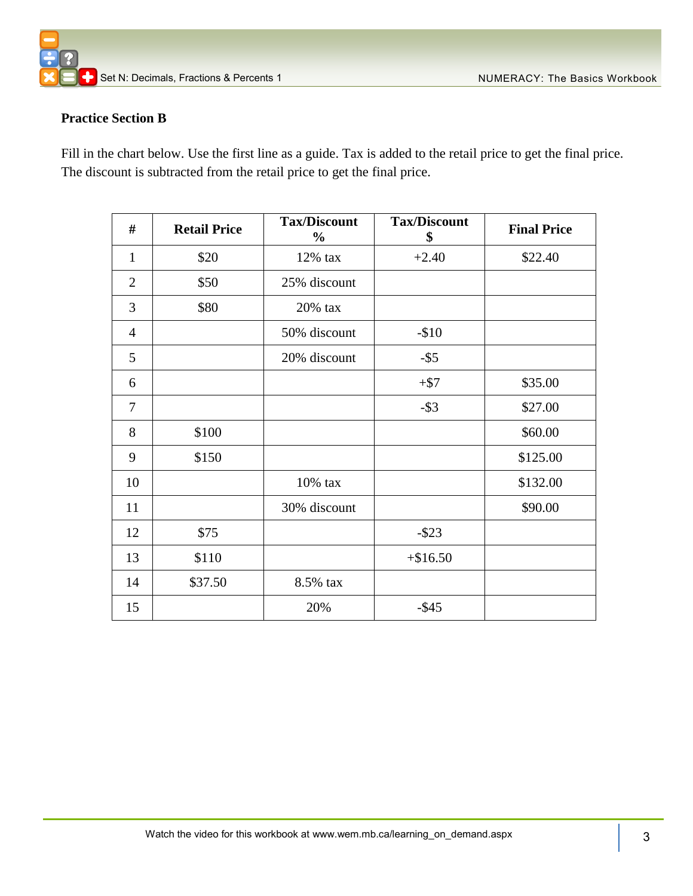**Practice Section B**

Fill in the chart below. Use the first line as a guide. Tax is added to the retail price to get the final price. The discount is subtracted from the retail price to get the final price.

| # | Retail Price | Tax/Discount % | Tax/Discount $ | Final Price |
|---|---|---|---|---|
| 1 | $20 | 12% tax | +2.40 | $22.40 |
| 2 | $50 | 25% discount | | |
| 3 | $80 | 20% tax | | |
| 4 | | 50% discount | -$10 | |
| 5 | | 20% discount | -$5 | |
| 6 | | | +$7 | $35.00 |
| 7 | | | -$3 | $27.00 |
| 8 | $100 | | | $60.00 |
| 9 | $150 | | | $125.00 |
| 10 | | 10% tax | | $132.00 |
| 11 | | 30% discount | | $90.00 |
| 12 | $75 | | -$23 | |
| 13 | $110 | | +$16.50 | |
| 14 | $37.50 | 8.5% tax | | |
| 15 | | 20% | -$45 | |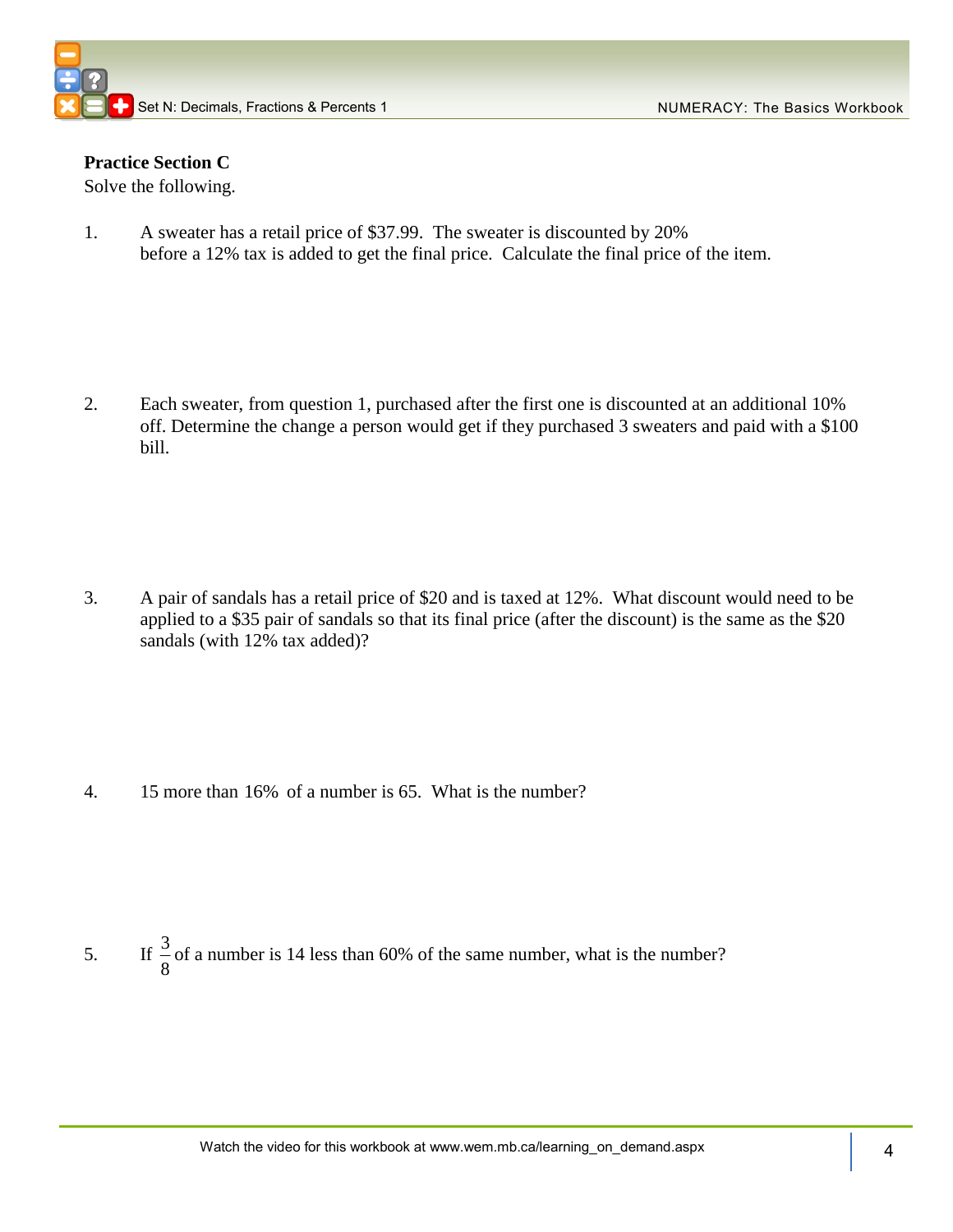**Practice Section C**

Solve the following.

1. A sweater has a retail price of $37.99. The sweater is discounted by 20% before a 12% tax is added to get the final price. Calculate the final price of the item.

2. Each sweater, from question 1, purchased after the first one is discounted at an additional 10% off. Determine the change a person would get if they purchased 3 sweaters and paid with a $100 bill.

3. A pair of sandals has a retail price of $20 and is taxed at 12%. What discount would need to be applied to a $35 pair of sandals so that its final price (after the discount) is the same as the $20 sandals (with 12% tax added)?

4. 15 more than 16% of a number is 65. What is the number?

5. If $\frac{3}{8}$ of a number is 14 less than 60% of the same number, what is the number?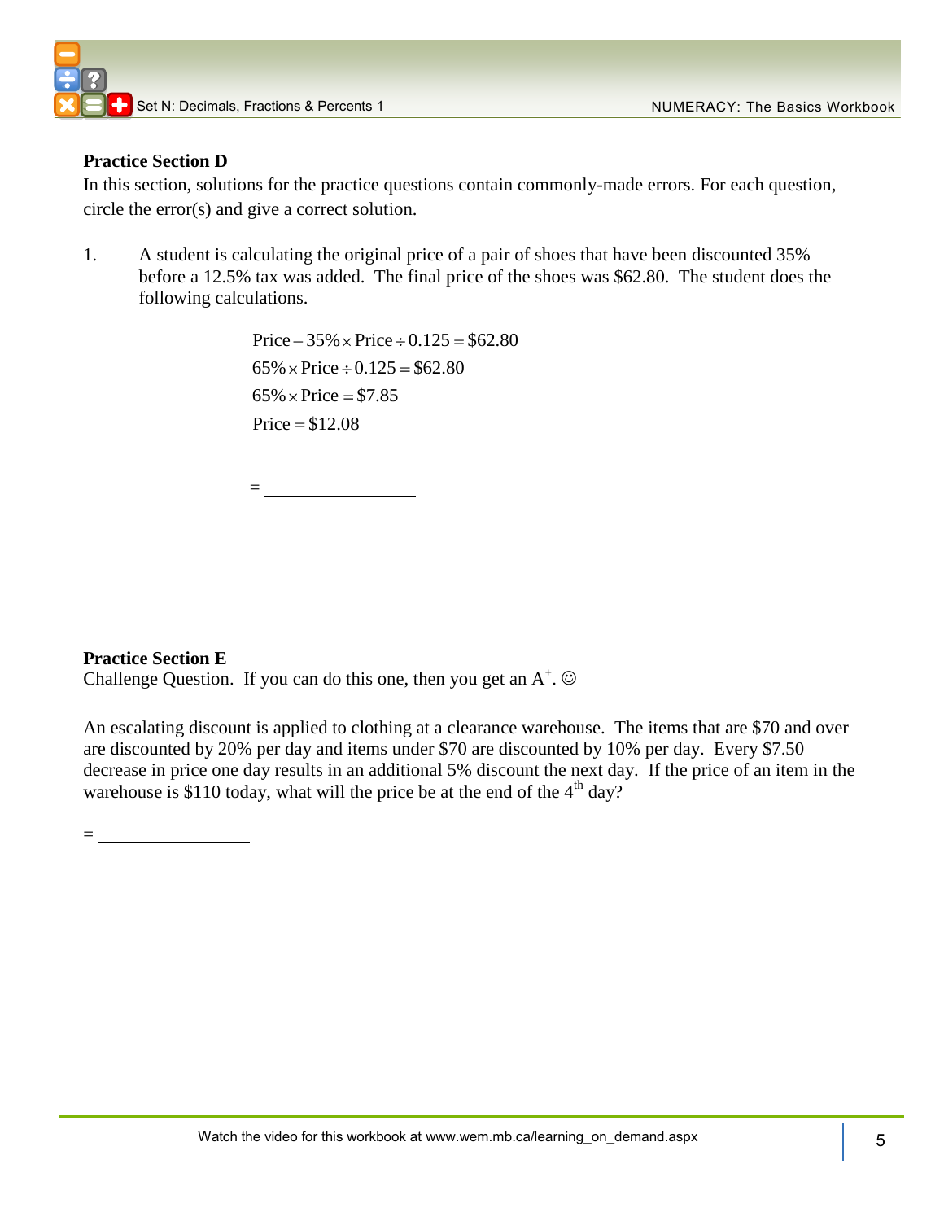**Practice Section D**

In this section, solutions for the practice questions contain commonly-made errors. For each question, circle the error(s) and give a correct solution.

1. A student is calculating the original price of a pair of shoes that have been discounted 35% before a 12.5% tax was added. The final price of the shoes was $62.80. The student does the following calculations.

$$\text{Price} - 35\% \times \text{Price} \div 0.125 = \$62.80$$
$$65\% \times \text{Price} \div 0.125 = \$62.80$$
$$65\% \times \text{Price} = \$7.85$$
$$\text{Price} = \$12.08$$

= ________________

**Practice Section E**

Challenge Question. If you can do this one, then you get an A+. ☺

An escalating discount is applied to clothing at a clearance warehouse. The items that are $70 and over are discounted by 20% per day and items under $70 are discounted by 10% per day. Every $7.50 decrease in price one day results in an additional 5% discount the next day. If the price of an item in the warehouse is $110 today, what will the price be at the end of the 4th day?

= ________________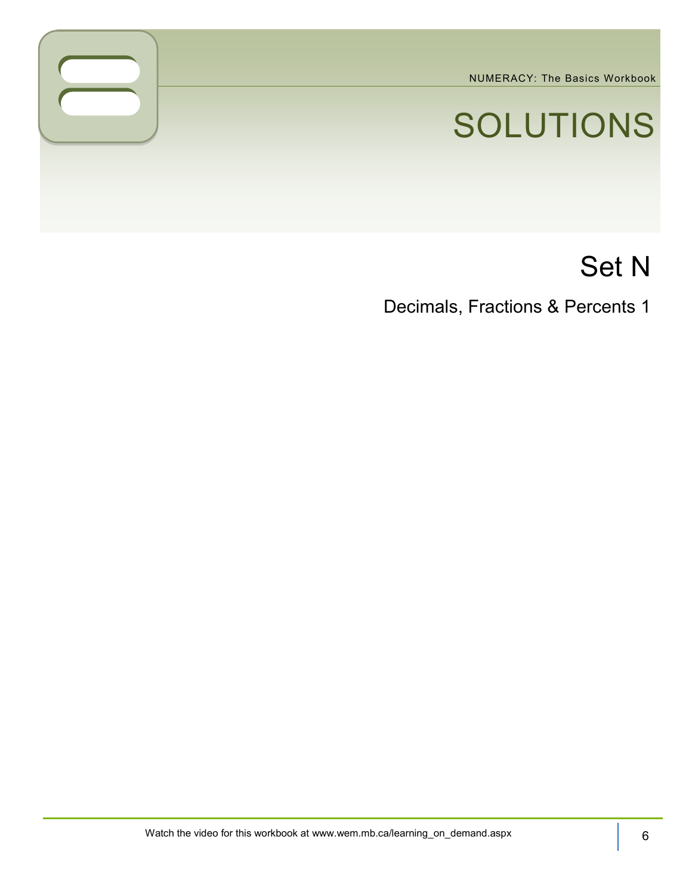# SOLUTIONS

## Set N

### Decimals, Fractions & Percents 1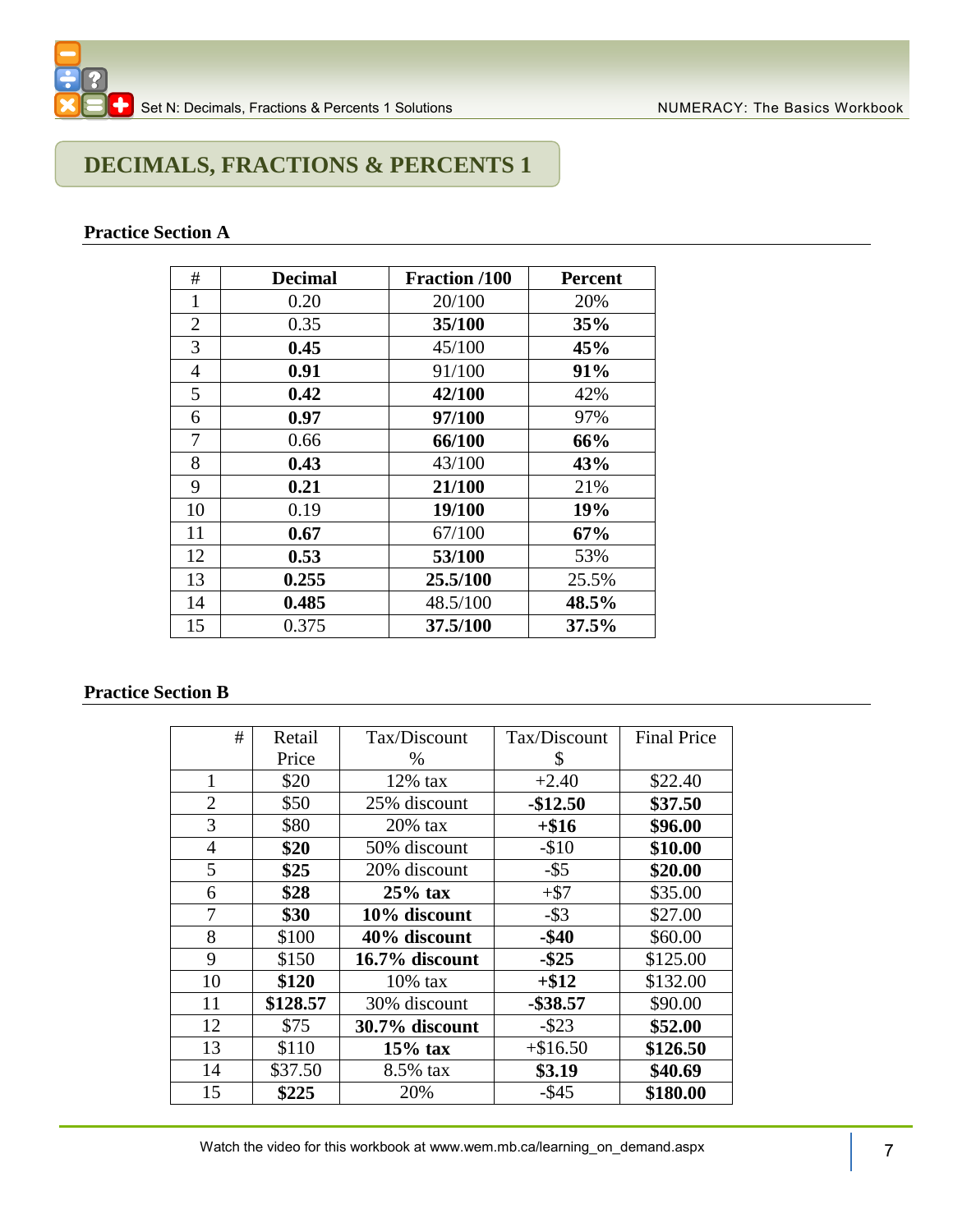# DECIMALS, FRACTIONS & PERCENTS 1

## Practice Section A

| # | Decimal | Fraction /100 | Percent |
|---|---|---|---|
| 1 | 0.20 | 20/100 | 20% |
| 2 | 0.35 | **35/100** | **35%** |
| 3 | **0.45** | 45/100 | **45%** |
| 4 | **0.91** | 91/100 | **91%** |
| 5 | **0.42** | **42/100** | 42% |
| 6 | **0.97** | **97/100** | 97% |
| 7 | 0.66 | **66/100** | **66%** |
| 8 | **0.43** | 43/100 | **43%** |
| 9 | **0.21** | **21/100** | 21% |
| 10 | 0.19 | **19/100** | **19%** |
| 11 | **0.67** | 67/100 | **67%** |
| 12 | **0.53** | **53/100** | 53% |
| 13 | **0.255** | **25.5/100** | 25.5% |
| 14 | **0.485** | 48.5/100 | **48.5%** |
| 15 | 0.375 | **37.5/100** | **37.5%** |

## Practice Section B

| # | Retail Price | Tax/Discount % | Tax/Discount $ | Final Price |
|---|---|---|---|---|
| 1 | $20 | 12% tax | +2.40 | $22.40 |
| 2 | $50 | 25% discount | **-$12.50** | **$37.50** |
| 3 | $80 | 20% tax | **+$16** | **$96.00** |
| 4 | **$20** | 50% discount | -$10 | **$10.00** |
| 5 | **$25** | 20% discount | -$5 | **$20.00** |
| 6 | **$28** | **25% tax** | +$7 | $35.00 |
| 7 | **$30** | **10% discount** | -$3 | $27.00 |
| 8 | $100 | **40% discount** | **-$40** | $60.00 |
| 9 | $150 | **16.7% discount** | **-$25** | $125.00 |
| 10 | **$120** | 10% tax | **+$12** | $132.00 |
| 11 | **$128.57** | 30% discount | **-$38.57** | $90.00 |
| 12 | $75 | **30.7% discount** | -$23 | **$52.00** |
| 13 | $110 | **15% tax** | +$16.50 | **$126.50** |
| 14 | $37.50 | 8.5% tax | **$3.19** | **$40.69** |
| 15 | **$225** | 20% | -$45 | **$180.00** |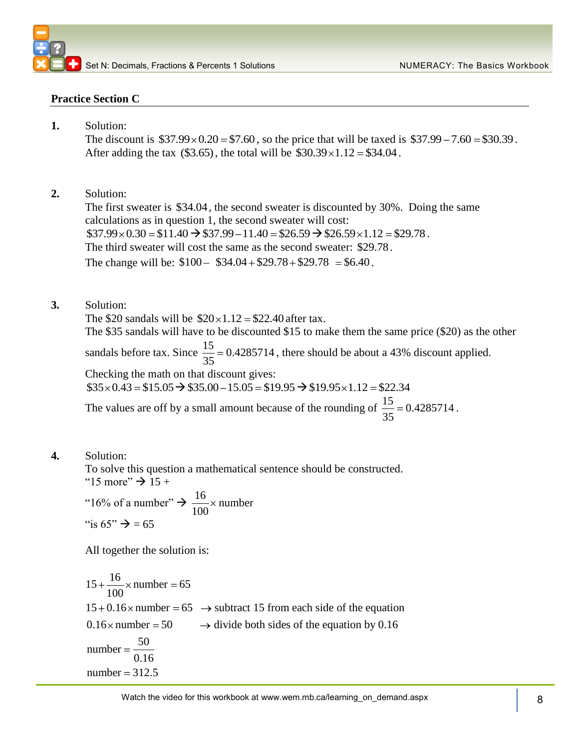## Practice Section C

**1.** Solution:

The discount is $\$37.99 \times 0.20 = \$7.60$, so the price that will be taxed is $\$37.99 - 7.60 = \$30.39$. After adding the tax $(\$3.65)$, the total will be $\$30.39 \times 1.12 = \$34.04$.

**2.** Solution:

The first sweater is $\$34.04$, the second sweater is discounted by 30%. Doing the same calculations as in question 1, the second sweater will cost:

$\$37.99 \times 0.30 = \$11.40 \rightarrow \$37.99 - 11.40 = \$26.59 \rightarrow \$26.59 \times 1.12 = \$29.78$.

The third sweater will cost the same as the second sweater: $\$29.78$.

The change will be: $\$100 - (\$34.04 + \$29.78 + \$29.78) = \$6.40$.

**3.** Solution:

The \$20 sandals will be $\$20 \times 1.12 = \$22.40$ after tax.

The \$35 sandals will have to be discounted \$15 to make them the same price (\$20) as the other sandals before tax. Since $\frac{15}{35} = 0.4285714$, there should be about a 43% discount applied.

Checking the math on that discount gives:

$\$35 \times 0.43 = \$15.05 \rightarrow \$35.00 - 15.05 = \$19.95 \rightarrow \$19.95 \times 1.12 = \$22.34$

The values are off by a small amount because of the rounding of $\frac{15}{35} = 0.4285714$.

**4.** Solution:

To solve this question a mathematical sentence should be constructed.

"15 more" → 15 +

"16% of a number" → $\frac{16}{100} \times \text{number}$

"is 65" → = 65

All together the solution is:

$$15 + \frac{16}{100} \times \text{number} = 65$$

$15 + 0.16 \times \text{number} = 65$ → subtract 15 from each side of the equation

$0.16 \times \text{number} = 50$ → divide both sides of the equation by 0.16

$$\text{number} = \frac{50}{0.16}$$

$$\text{number} = 312.5$$

Watch the video for this workbook at www.wem.mb.ca/learning_on_demand.aspx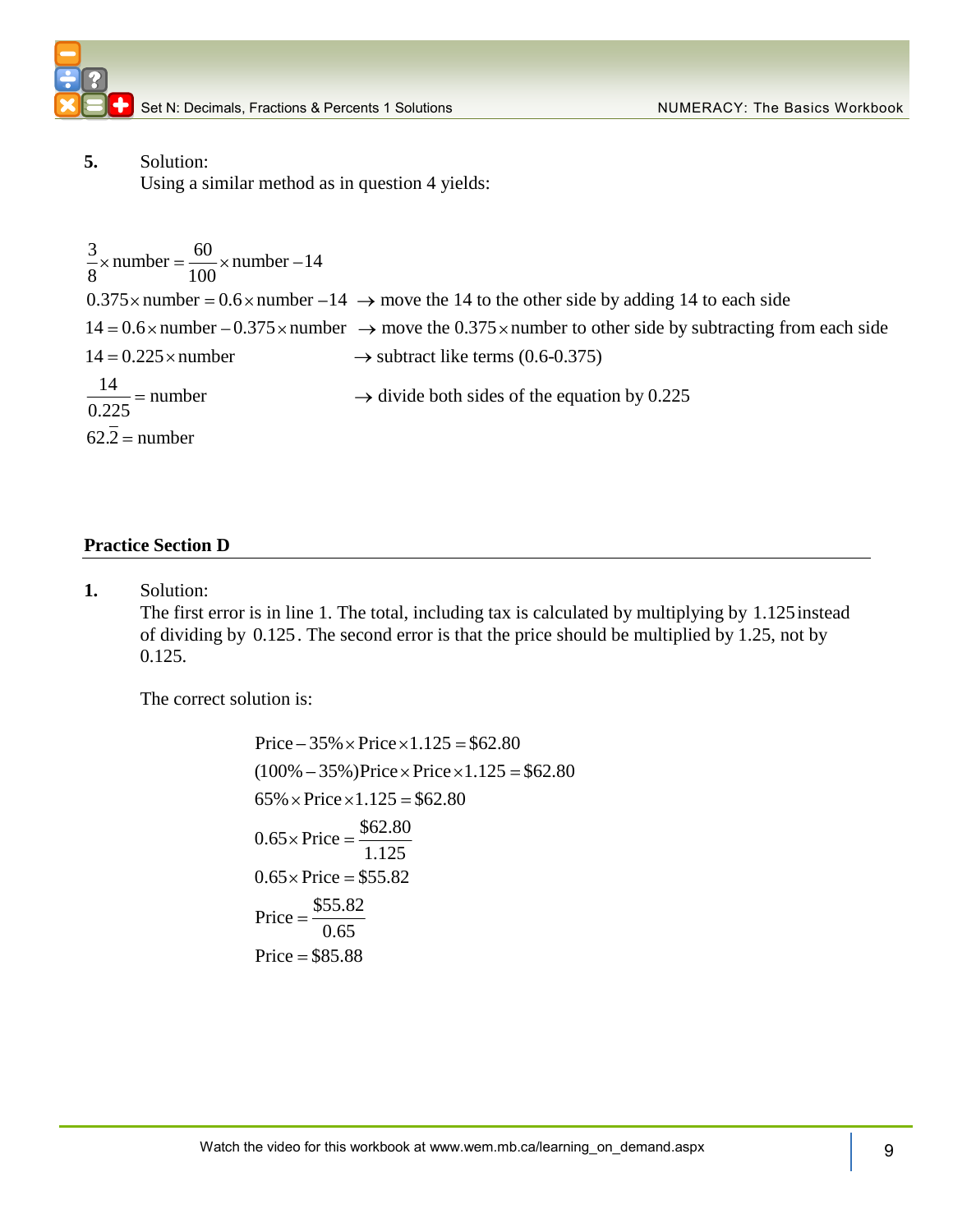**5.** Solution:

Using a similar method as in question 4 yields:

$$\frac{3}{8}\times \text{number} = \frac{60}{100}\times \text{number} - 14$$

$0.375\times \text{number} = 0.6\times \text{number} - 14$ → move the 14 to the other side by adding 14 to each side

$14 = 0.6\times \text{number} - 0.375\times \text{number}$ → move the $0.375\times$number to other side by subtracting from each side

$14 = 0.225\times \text{number}$ → subtract like terms (0.6-0.375)

$\frac{14}{0.225} = \text{number}$ → divide both sides of the equation by 0.225

$62.\overline{2} = \text{number}$

## Practice Section D

**1.** Solution:

The first error is in line 1. The total, including tax is calculated by multiplying by 1.125 instead of dividing by 0.125. The second error is that the price should be multiplied by 1.25, not by 0.125.

The correct solution is:

$$\text{Price} - 35\%\times \text{Price}\times 1.125 = \$62.80$$

$$(100\% - 35\%)\text{Price}\times \text{Price}\times 1.125 = \$62.80$$

$$65\%\times \text{Price}\times 1.125 = \$62.80$$

$$0.65\times \text{Price} = \frac{\$62.80}{1.125}$$

$$0.65\times \text{Price} = \$55.82$$

$$\text{Price} = \frac{\$55.82}{0.65}$$

$$\text{Price} = \$85.88$$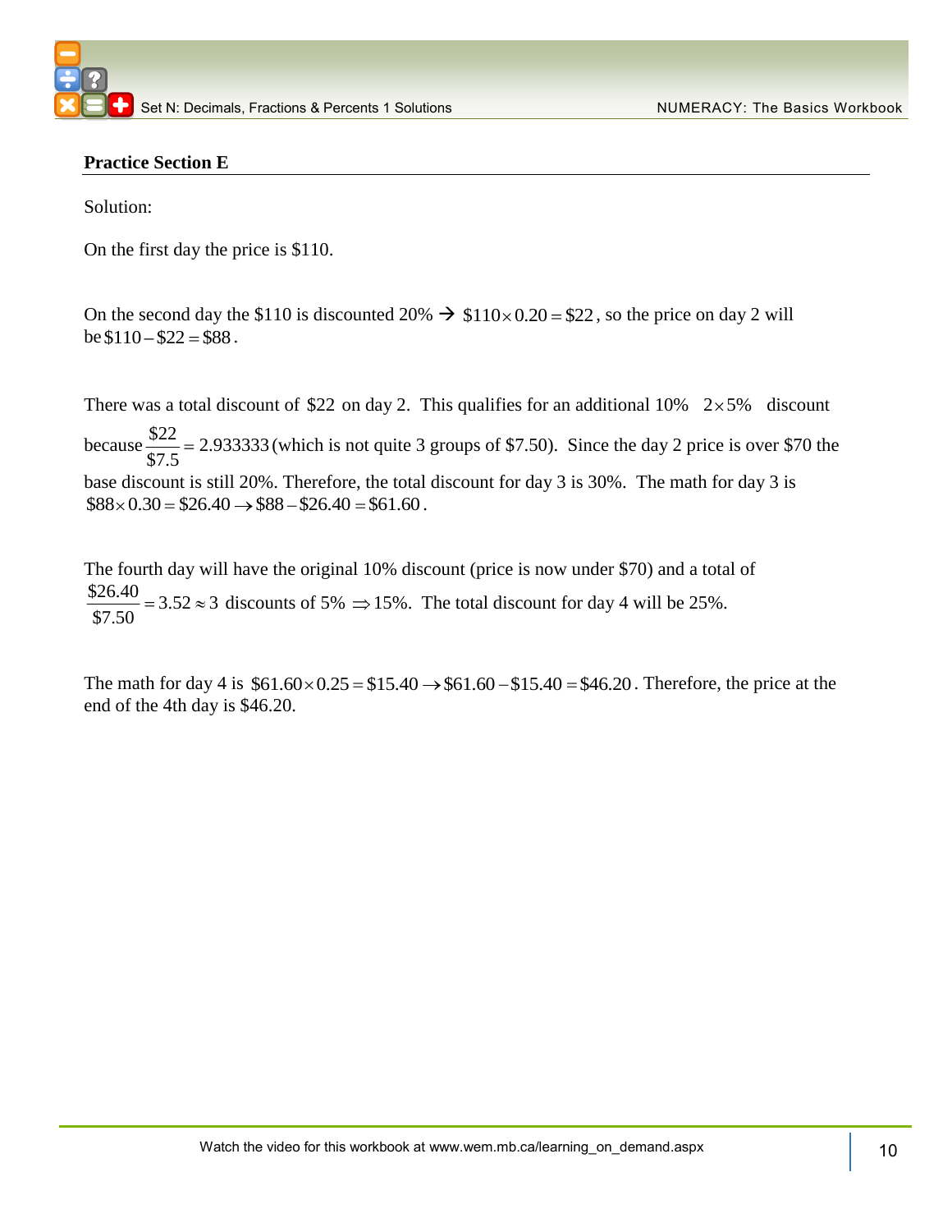## Practice Section E

Solution:

On the first day the price is $110.

On the second day the $110 is discounted 20% → $\$110 \times 0.20 = \$22$, so the price on day 2 will be $\$110 - \$22 = \$88$.

There was a total discount of $22 on day 2. This qualifies for an additional 10% $2 \times 5\%$ discount because $\frac{\$22}{\$7.5} = 2.933333$ (which is not quite 3 groups of $7.50). Since the day 2 price is over $70 the base discount is still 20%. Therefore, the total discount for day 3 is 30%. The math for day 3 is $\$88 \times 0.30 = \$26.40 \rightarrow \$88 - \$26.40 = \$61.60$.

The fourth day will have the original 10% discount (price is now under $70) and a total of $\frac{\$26.40}{\$7.50} = 3.52 \approx 3$ discounts of 5% $\Rightarrow$ 15%. The total discount for day 4 will be 25%.

The math for day 4 is $\$61.60 \times 0.25 = \$15.40 \rightarrow \$61.60 - \$15.40 = \$46.20$. Therefore, the price at the end of the 4th day is $46.20.